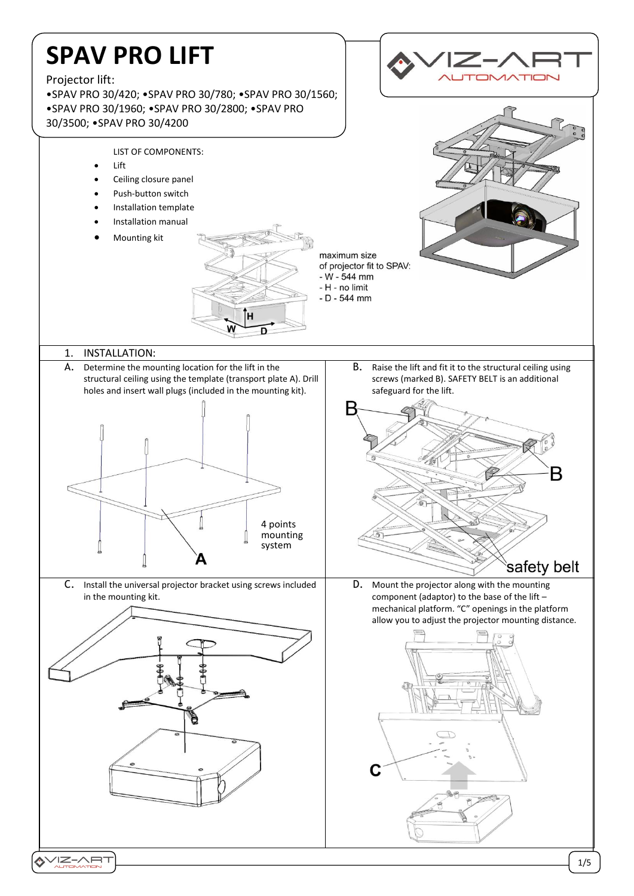# SPAV PRO LIFT

Projector lift:
•SPAV PRO 30/420; •SPAV PRO 30/780; •SPAV PRO 30/1560; •SPAV PRO 30/1960; •SPAV PRO 30/2800; •SPAV PRO 30/3500; •SPAV PRO 30/4200

VIZ-ART AUTOMATION

LIST OF COMPONENTS:

- Lift
- Ceiling closure panel
- Push-button switch
- Installation template
- Installation manual
- Mounting kit

maximum size of projector fit to SPAV:
- W - 544 mm
- H - no limit
- D - 544 mm

H
W
D

## 1. INSTALLATION:

**A.** Determine the mounting location for the lift in the structural ceiling using the template (transport plate A). Drill holes and insert wall plugs (included in the mounting kit).

4 points mounting system

A

**B.** Raise the lift and fit it to the structural ceiling using screws (marked B). SAFETY BELT is an additional safeguard for the lift.

B

B

safety belt

**C.** Install the universal projector bracket using screws included in the mounting kit.

**D.** Mount the projector along with the mounting component (adaptor) to the base of the lift – mechanical platform. "C" openings in the platform allow you to adjust the projector mounting distance.

C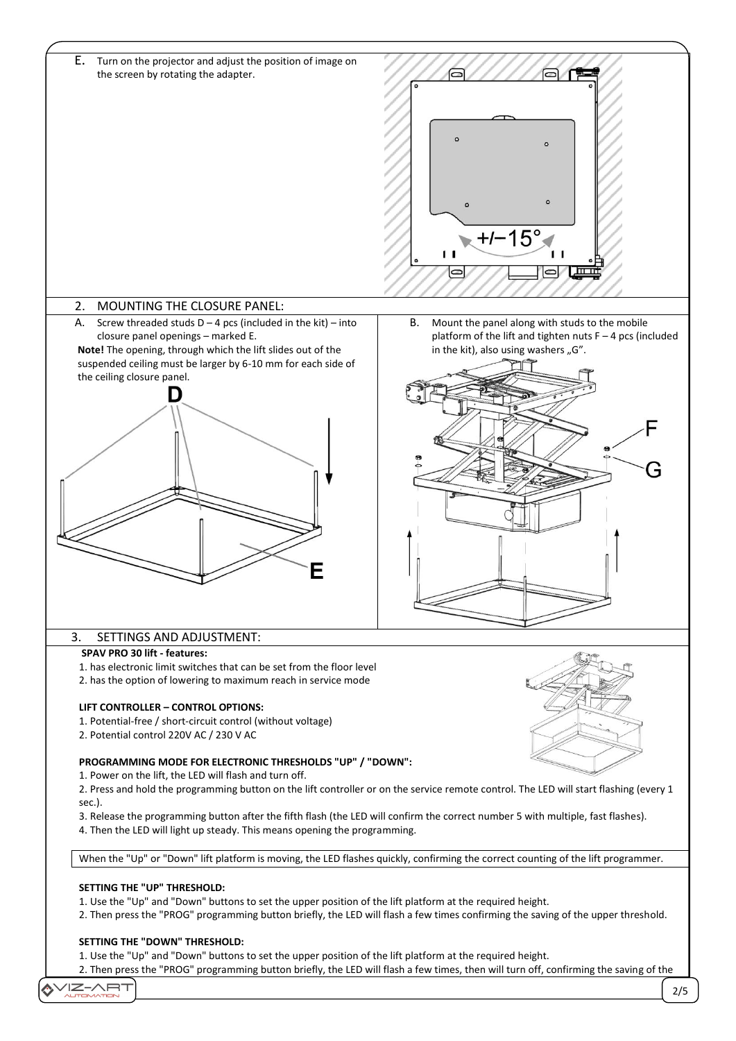E. Turn on the projector and adjust the position of image on the screen by rotating the adapter.

+/−15°

## 2. MOUNTING THE CLOSURE PANEL:

A. Screw threaded studs D – 4 pcs (included in the kit) – into closure panel openings – marked E.

**Note!** The opening, through which the lift slides out of the suspended ceiling must be larger by 6-10 mm for each side of the ceiling closure panel.

D

E

B. Mount the panel along with studs to the mobile platform of the lift and tighten nuts F – 4 pcs (included in the kit), also using washers „G".

F

G

## 3. SETTINGS AND ADJUSTMENT:

**SPAV PRO 30 lift - features:**

1. has electronic limit switches that can be set from the floor level
2. has the option of lowering to maximum reach in service mode

**LIFT CONTROLLER – CONTROL OPTIONS:**

1. Potential-free / short-circuit control (without voltage)
2. Potential control 220V AC / 230 V AC

**PROGRAMMING MODE FOR ELECTRONIC THRESHOLDS "UP" / "DOWN":**

1. Power on the lift, the LED will flash and turn off.
2. Press and hold the programming button on the lift controller or on the service remote control. The LED will start flashing (every 1 sec.).
3. Release the programming button after the fifth flash (the LED will confirm the correct number 5 with multiple, fast flashes).
4. Then the LED will light up steady. This means opening the programming.

When the "Up" or "Down" lift platform is moving, the LED flashes quickly, confirming the correct counting of the lift programmer.

**SETTING THE "UP" THRESHOLD:**

1. Use the "Up" and "Down" buttons to set the upper position of the lift platform at the required height.
2. Then press the "PROG" programming button briefly, the LED will flash a few times confirming the saving of the upper threshold.

**SETTING THE "DOWN" THRESHOLD:**

1. Use the "Up" and "Down" buttons to set the upper position of the lift platform at the required height.
2. Then press the "PROG" programming button briefly, the LED will flash a few times, then will turn off, confirming the saving of the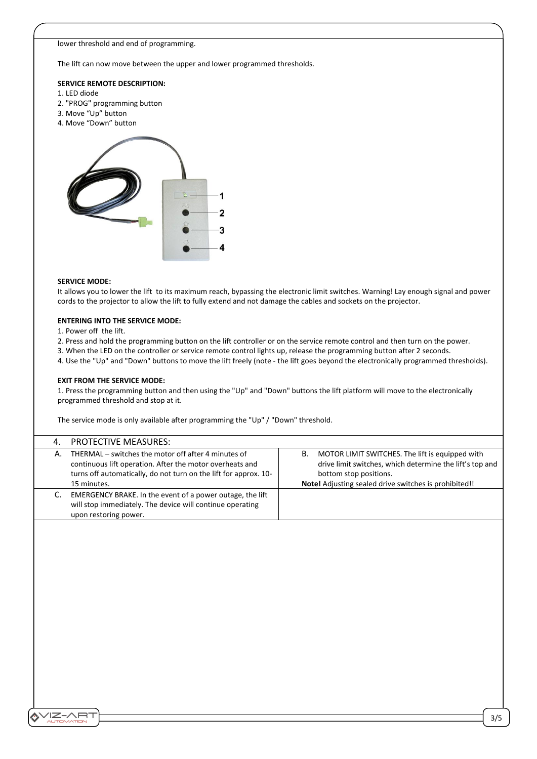lower threshold and end of programming.

The lift can now move between the upper and lower programmed thresholds.

**SERVICE REMOTE DESCRIPTION:**

1. LED diode
2. "PROG" programming button
3. Move "Up" button
4. Move "Down" button

1
2
3
4

**SERVICE MODE:**

It allows you to lower the lift to its maximum reach, bypassing the electronic limit switches. Warning! Lay enough signal and power cords to the projector to allow the lift to fully extend and not damage the cables and sockets on the projector.

**ENTERING INTO THE SERVICE MODE:**

1. Power off the lift.
2. Press and hold the programming button on the lift controller or on the service remote control and then turn on the power.
3. When the LED on the controller or service remote control lights up, release the programming button after 2 seconds.
4. Use the "Up" and "Down" buttons to move the lift freely (note - the lift goes beyond the electronically programmed thresholds).

**EXIT FROM THE SERVICE MODE:**

1. Press the programming button and then using the "Up" and "Down" buttons the lift platform will move to the electronically programmed threshold and stop at it.

The service mode is only available after programming the "Up" / "Down" threshold.

## 4. PROTECTIVE MEASURES:

| | |
|---|---|
| A. THERMAL – switches the motor off after 4 minutes of continuous lift operation. After the motor overheats and turns off automatically, do not turn on the lift for approx. 10-15 minutes. | B. MOTOR LIMIT SWITCHES. The lift is equipped with drive limit switches, which determine the lift's top and bottom stop positions. **Note!** Adjusting sealed drive switches is prohibited!! |
| C. EMERGENCY BRAKE. In the event of a power outage, the lift will stop immediately. The device will continue operating upon restoring power. | |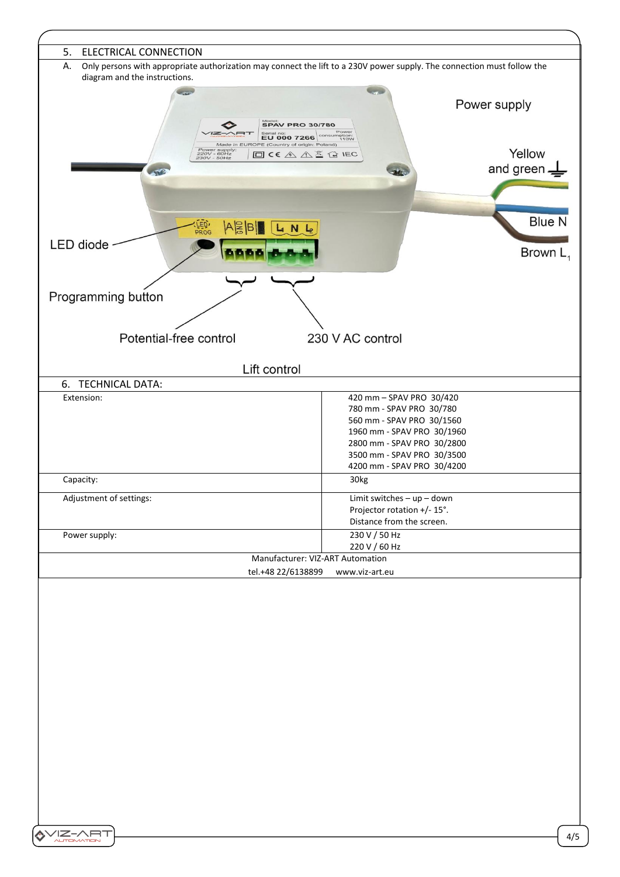## 5. ELECTRICAL CONNECTION

A. Only persons with appropriate authorization may connect the lift to a 230V power supply. The connection must follow the diagram and the instructions.

Power supply

Yellow and green ⏚

Blue N

Brown $L_1$

LED diode

Programming button

Potential-free control

230 V AC control

Lift control

## 6. TECHNICAL DATA:

| | |
|---|---|
| Extension: | 420 mm – SPAV PRO 30/420<br>780 mm - SPAV PRO 30/780<br>560 mm - SPAV PRO 30/1560<br>1960 mm - SPAV PRO 30/1960<br>2800 mm - SPAV PRO 30/2800<br>3500 mm - SPAV PRO 30/3500<br>4200 mm - SPAV PRO 30/4200 |
| Capacity: | 30kg |
| Adjustment of settings: | Limit switches – up – down<br>Projector rotation +/- 15°.<br>Distance from the screen. |
| Power supply: | 230 V / 50 Hz<br>220 V / 60 Hz |

Manufacturer: VIZ-ART Automation

tel.+48 22/6138899 www.viz-art.eu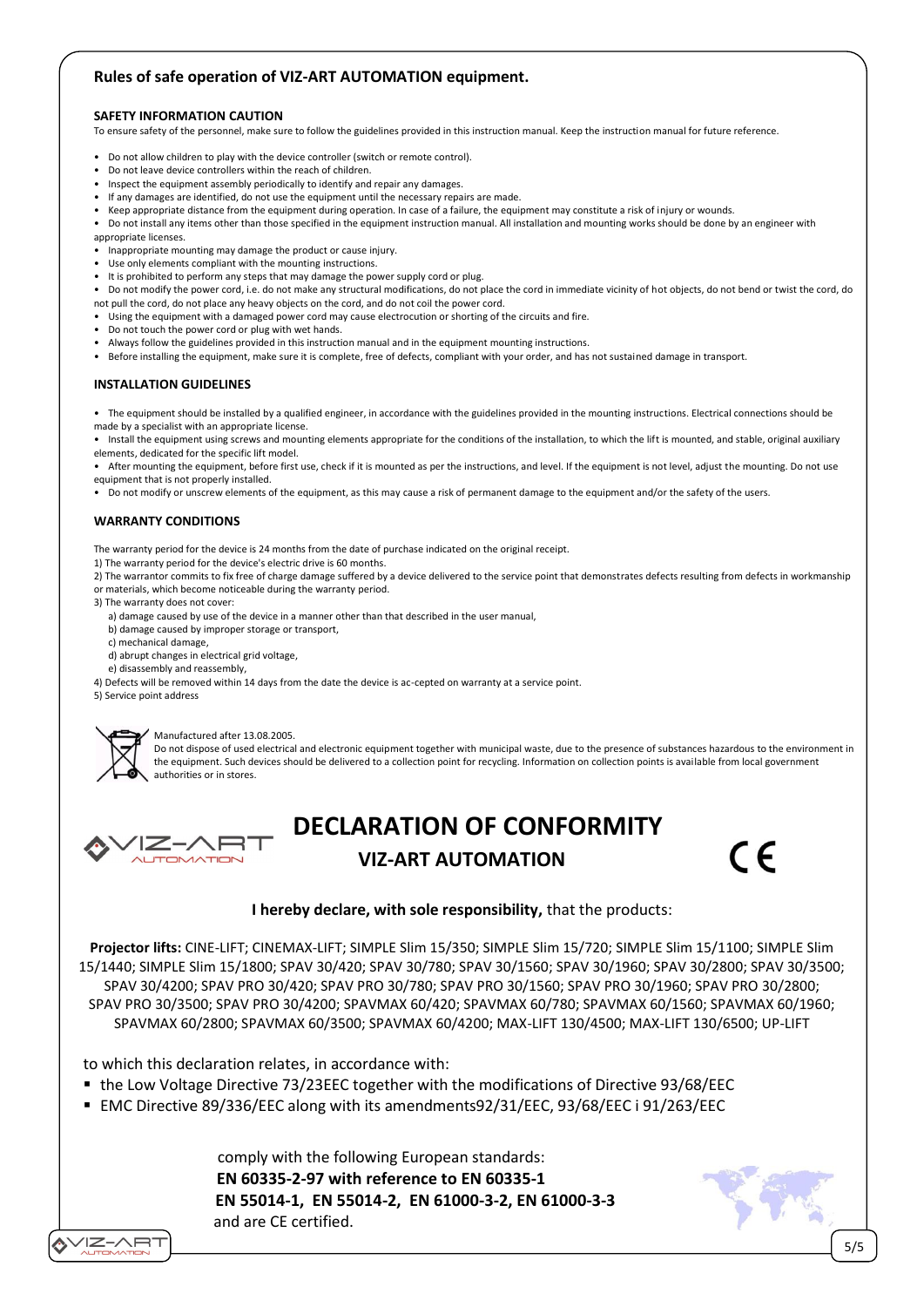## Rules of safe operation of VIZ-ART AUTOMATION equipment.

### SAFETY INFORMATION CAUTION

To ensure safety of the personnel, make sure to follow the guidelines provided in this instruction manual. Keep the instruction manual for future reference.

- Do not allow children to play with the device controller (switch or remote control).
- Do not leave device controllers within the reach of children.
- Inspect the equipment assembly periodically to identify and repair any damages.
- If any damages are identified, do not use the equipment until the necessary repairs are made.
- Keep appropriate distance from the equipment during operation. In case of a failure, the equipment may constitute a risk of injury or wounds.
- Do not install any items other than those specified in the equipment instruction manual. All installation and mounting works should be done by an engineer with appropriate licenses.
- Inappropriate mounting may damage the product or cause injury.
- Use only elements compliant with the mounting instructions.
- It is prohibited to perform any steps that may damage the power supply cord or plug.
- Do not modify the power cord, i.e. do not make any structural modifications, do not place the cord in immediate vicinity of hot objects, do not bend or twist the cord, do not pull the cord, do not place any heavy objects on the cord, and do not coil the power cord.
- Using the equipment with a damaged power cord may cause electrocution or shorting of the circuits and fire.
- Do not touch the power cord or plug with wet hands.
- Always follow the guidelines provided in this instruction manual and in the equipment mounting instructions.
- Before installing the equipment, make sure it is complete, free of defects, compliant with your order, and has not sustained damage in transport.

### INSTALLATION GUIDELINES

- The equipment should be installed by a qualified engineer, in accordance with the guidelines provided in the mounting instructions. Electrical connections should be made by a specialist with an appropriate license.
- Install the equipment using screws and mounting elements appropriate for the conditions of the installation, to which the lift is mounted, and stable, original auxiliary elements, dedicated for the specific lift model.
- After mounting the equipment, before first use, check if it is mounted as per the instructions, and level. If the equipment is not level, adjust the mounting. Do not use equipment that is not properly installed.
- Do not modify or unscrew elements of the equipment, as this may cause a risk of permanent damage to the equipment and/or the safety of the users.

### WARRANTY CONDITIONS

The warranty period for the device is 24 months from the date of purchase indicated on the original receipt.

1) The warranty period for the device's electric drive is 60 months.
2) The warrantor commits to fix free of charge damage suffered by a device delivered to the service point that demonstrates defects resulting from defects in workmanship or materials, which become noticeable during the warranty period.
3) The warranty does not cover:
   a) damage caused by use of the device in a manner other than that described in the user manual,
   b) damage caused by improper storage or transport,
   c) mechanical damage,
   d) abrupt changes in electrical grid voltage,
   e) disassembly and reassembly,
4) Defects will be removed within 14 days from the date the device is ac-cepted on warranty at a service point.
5) Service point address

Manufactured after 13.08.2005.
Do not dispose of used electrical and electronic equipment together with municipal waste, due to the presence of substances hazardous to the environment in the equipment. Such devices should be delivered to a collection point for recycling. Information on collection points is available from local government authorities or in stores.

# DECLARATION OF CONFORMITY

## VIZ-ART AUTOMATION

CE

**I hereby declare, with sole responsibility,** that the products:

**Projector lifts:** CINE-LIFT; CINEMAX-LIFT; SIMPLE Slim 15/350; SIMPLE Slim 15/720; SIMPLE Slim 15/1100; SIMPLE Slim 15/1440; SIMPLE Slim 15/1800; SPAV 30/420; SPAV 30/780; SPAV 30/1560; SPAV 30/1960; SPAV 30/2800; SPAV 30/3500; SPAV 30/4200; SPAV PRO 30/420; SPAV PRO 30/780; SPAV PRO 30/1560; SPAV PRO 30/1960; SPAV PRO 30/2800; SPAV PRO 30/3500; SPAV PRO 30/4200; SPAVMAX 60/420; SPAVMAX 60/780; SPAVMAX 60/1560; SPAVMAX 60/1960; SPAVMAX 60/2800; SPAVMAX 60/3500; SPAVMAX 60/4200; MAX-LIFT 130/4500; MAX-LIFT 130/6500; UP-LIFT

to which this declaration relates, in accordance with:

- the Low Voltage Directive 73/23EEC together with the modifications of Directive 93/68/EEC
- EMC Directive 89/336/EEC along with its amendments92/31/EEC, 93/68/EEC i 91/263/EEC

comply with the following European standards:
**EN 60335-2-97 with reference to EN 60335-1**
**EN 55014-1, EN 55014-2, EN 61000-3-2, EN 61000-3-3**
and are CE certified.